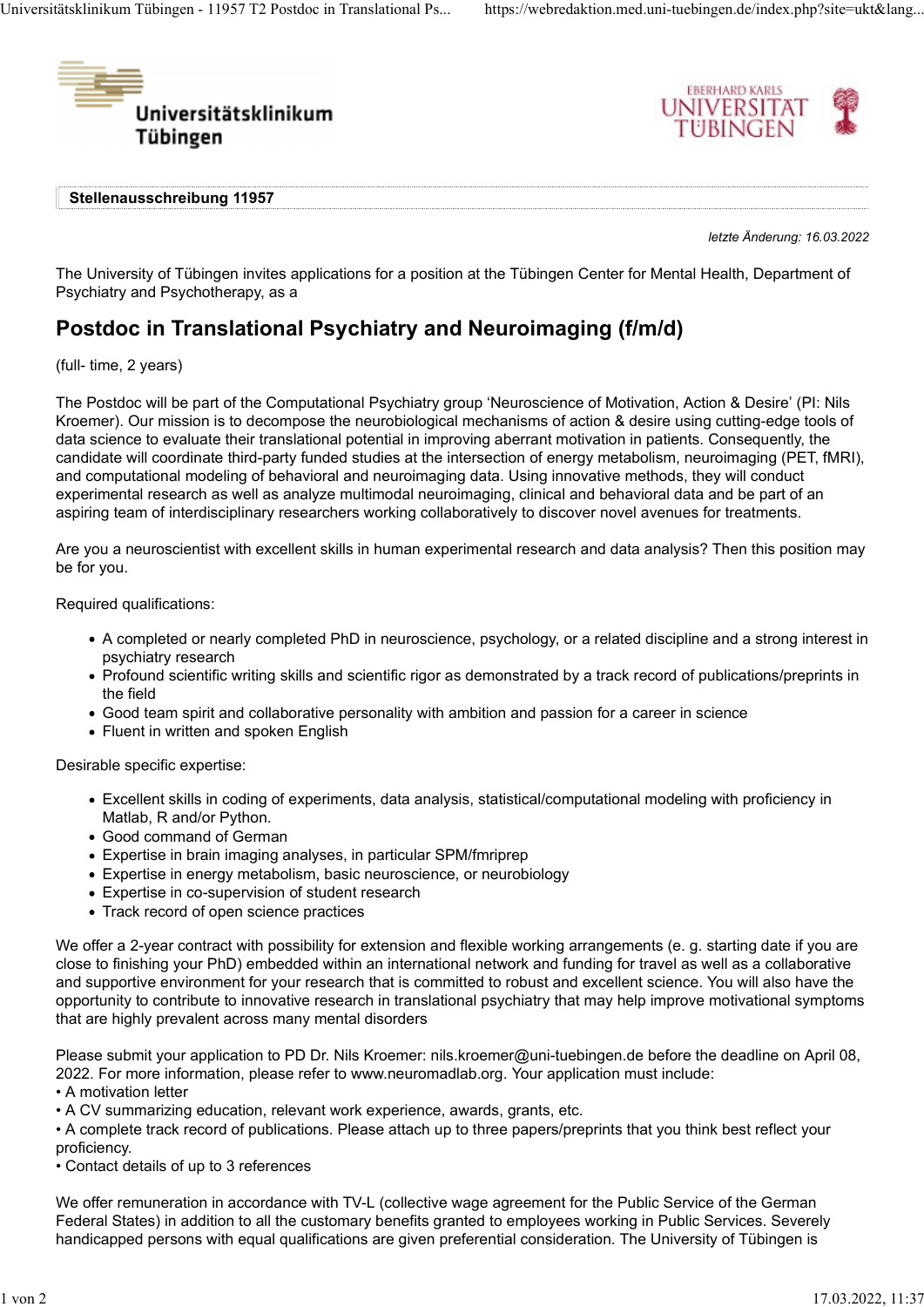**Stellenausschreibung 11957**

*letzte Änderung: 16.03.2022*

The University of Tübingen invites applications for a position at the Tübingen Center for Mental Health, Department of Psychiatry and Psychotherapy, as a

## Postdoc in Translational Psychiatry and Neuroimaging (f/m/d)

(full- time, 2 years)

The Postdoc will be part of the Computational Psychiatry group 'Neuroscience of Motivation, Action & Desire' (PI: Nils Kroemer). Our mission is to decompose the neurobiological mechanisms of action & desire using cutting-edge tools of data science to evaluate their translational potential in improving aberrant motivation in patients. Consequently, the candidate will coordinate third-party funded studies at the intersection of energy metabolism, neuroimaging (PET, fMRI), and computational modeling of behavioral and neuroimaging data. Using innovative methods, they will conduct experimental research as well as analyze multimodal neuroimaging, clinical and behavioral data and be part of an aspiring team of interdisciplinary researchers working collaboratively to discover novel avenues for treatments.

Are you a neuroscientist with excellent skills in human experimental research and data analysis? Then this position may be for you.

Required qualifications:

- A completed or nearly completed PhD in neuroscience, psychology, or a related discipline and a strong interest in psychiatry research
- Profound scientific writing skills and scientific rigor as demonstrated by a track record of publications/preprints in the field
- Good team spirit and collaborative personality with ambition and passion for a career in science
- Fluent in written and spoken English

Desirable specific expertise:

- Excellent skills in coding of experiments, data analysis, statistical/computational modeling with proficiency in Matlab, R and/or Python.
- Good command of German
- Expertise in brain imaging analyses, in particular SPM/fmriprep
- Expertise in energy metabolism, basic neuroscience, or neurobiology
- Expertise in co-supervision of student research
- Track record of open science practices

We offer a 2-year contract with possibility for extension and flexible working arrangements (e. g. starting date if you are close to finishing your PhD) embedded within an international network and funding for travel as well as a collaborative and supportive environment for your research that is committed to robust and excellent science. You will also have the opportunity to contribute to innovative research in translational psychiatry that may help improve motivational symptoms that are highly prevalent across many mental disorders

Please submit your application to PD Dr. Nils Kroemer: nils.kroemer@uni-tuebingen.de before the deadline on April 08, 2022. For more information, please refer to www.neuromadlab.org. Your application must include:

- A motivation letter
- A CV summarizing education, relevant work experience, awards, grants, etc.
- A complete track record of publications. Please attach up to three papers/preprints that you think best reflect your proficiency.
- Contact details of up to 3 references

We offer remuneration in accordance with TV-L (collective wage agreement for the Public Service of the German Federal States) in addition to all the customary benefits granted to employees working in Public Services. Severely handicapped persons with equal qualifications are given preferential consideration. The University of Tübingen is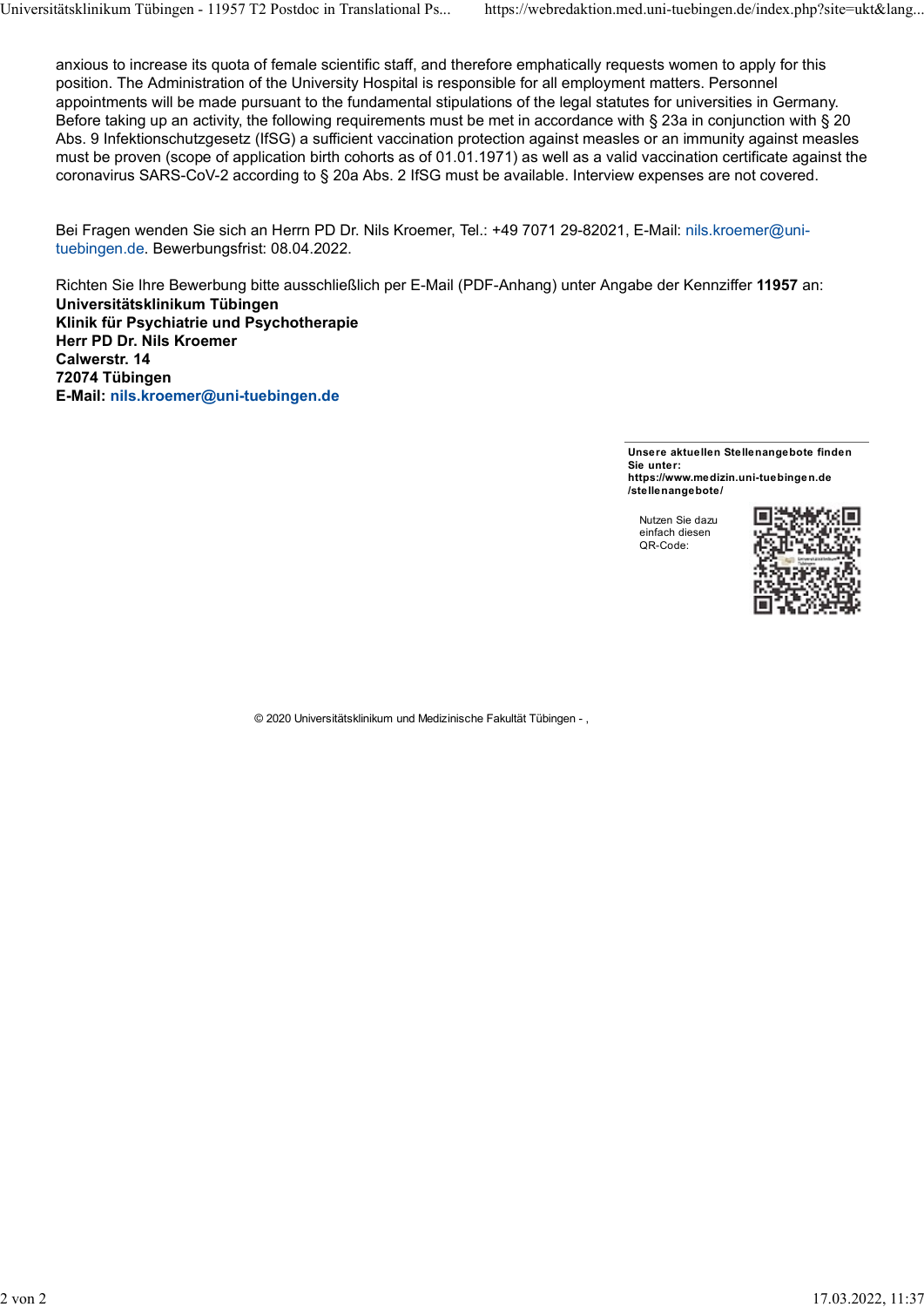anxious to increase its quota of female scientific staff, and therefore emphatically requests women to apply for this position. The Administration of the University Hospital is responsible for all employment matters. Personnel appointments will be made pursuant to the fundamental stipulations of the legal statutes for universities in Germany. Before taking up an activity, the following requirements must be met in accordance with § 23a in conjunction with § 20 Abs. 9 Infektionschutzgesetz (IfSG) a sufficient vaccination protection against measles or an immunity against measles must be proven (scope of application birth cohorts as of 01.01.1971) as well as a valid vaccination certificate against the coronavirus SARS-CoV-2 according to § 20a Abs. 2 IfSG must be available. Interview expenses are not covered.

Bei Fragen wenden Sie sich an Herrn PD Dr. Nils Kroemer, Tel.: +49 7071 29-82021, E-Mail: nils.kroemer@uni-tuebingen.de. Bewerbungsfrist: 08.04.2022.

Richten Sie Ihre Bewerbung bitte ausschließlich per E-Mail (PDF-Anhang) unter Angabe der Kennziffer **11957** an:
**Universitätsklinikum Tübingen**
**Klinik für Psychiatrie und Psychotherapie**
**Herr PD Dr. Nils Kroemer**
**Calwerstr. 14**
**72074 Tübingen**
**E-Mail: nils.kroemer@uni-tuebingen.de**

**Unsere aktuellen Stellenangebote finden Sie unter: https://www.medizin.uni-tuebingen.de/stellenangebote/**

Nutzen Sie dazu einfach diesen QR-Code:

© 2020 Universitätsklinikum und Medizinische Fakultät Tübingen - ,